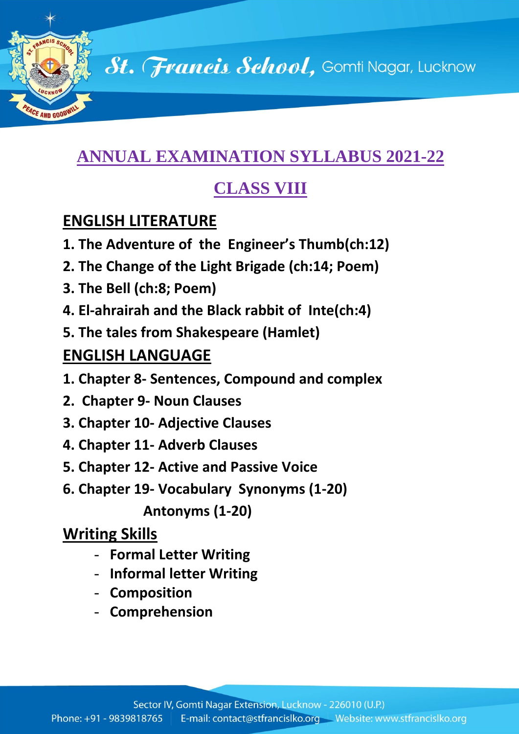# ANNUAL EXAMINATION SYLLABUS 2021-22

## CLASS VIII

### ENGLISH LITERATURE

1. The Adventure of the Engineer's Thumb(ch:12)
2. The Change of the Light Brigade (ch:14; Poem)
3. The Bell (ch:8; Poem)
4. El-ahrairah and the Black rabbit of Inte(ch:4)
5. The tales from Shakespeare (Hamlet)

### ENGLISH LANGUAGE

1. Chapter 8- Sentences, Compound and complex
2. Chapter 9- Noun Clauses
3. Chapter 10- Adjective Clauses
4. Chapter 11- Adverb Clauses
5. Chapter 12- Active and Passive Voice
6. Chapter 19- Vocabulary Synonyms (1-20)
   Antonyms (1-20)

### Writing Skills

- Formal Letter Writing
- Informal letter Writing
- Composition
- Comprehension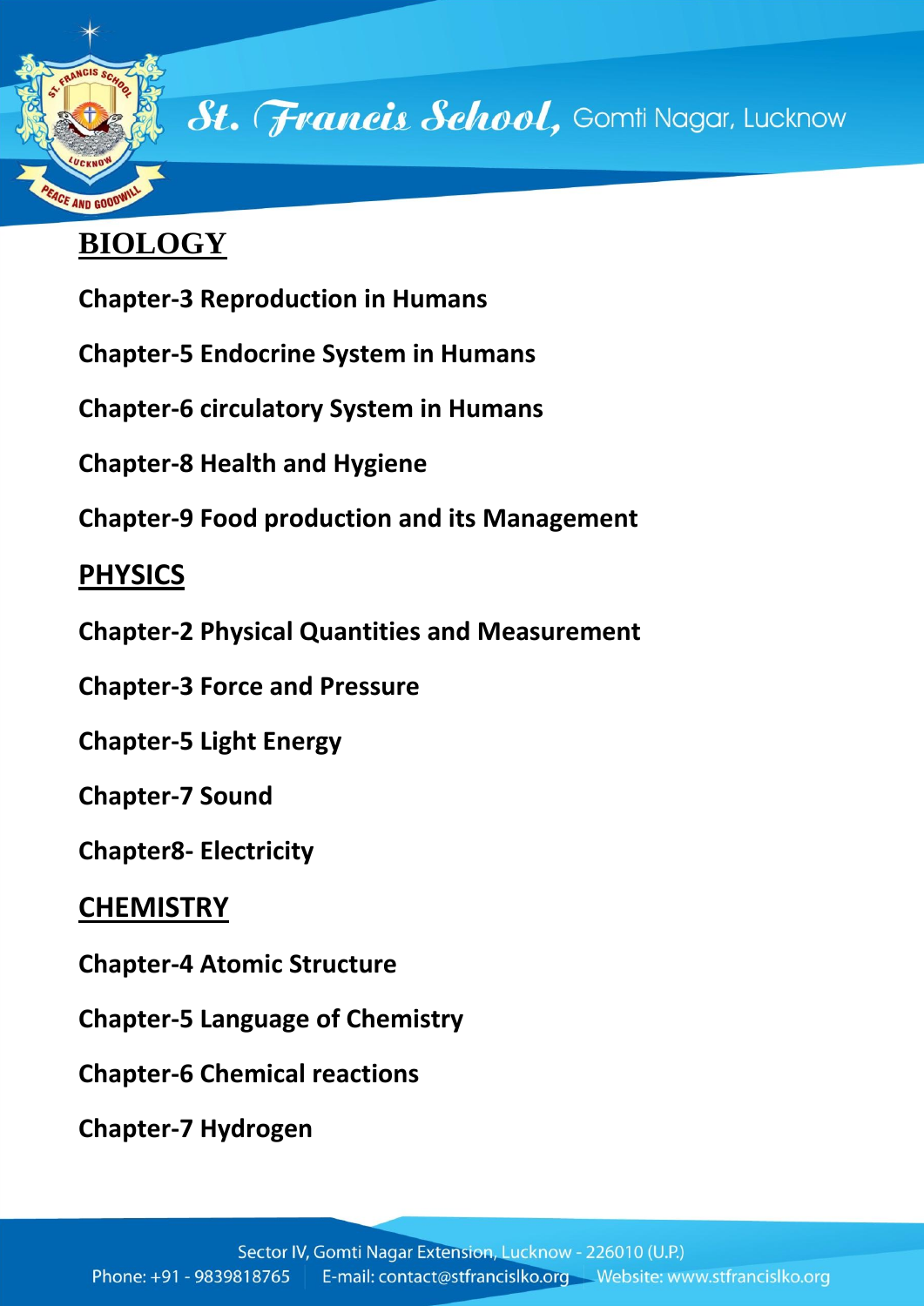## BIOLOGY

**Chapter-3 Reproduction in Humans**

**Chapter-5 Endocrine System in Humans**

**Chapter-6 circulatory System in Humans**

**Chapter-8 Health and Hygiene**

**Chapter-9 Food production and its Management**

## PHYSICS

**Chapter-2 Physical Quantities and Measurement**

**Chapter-3 Force and Pressure**

**Chapter-5 Light Energy**

**Chapter-7 Sound**

**Chapter8- Electricity**

## CHEMISTRY

**Chapter-4 Atomic Structure**

**Chapter-5 Language of Chemistry**

**Chapter-6 Chemical reactions**

**Chapter-7 Hydrogen**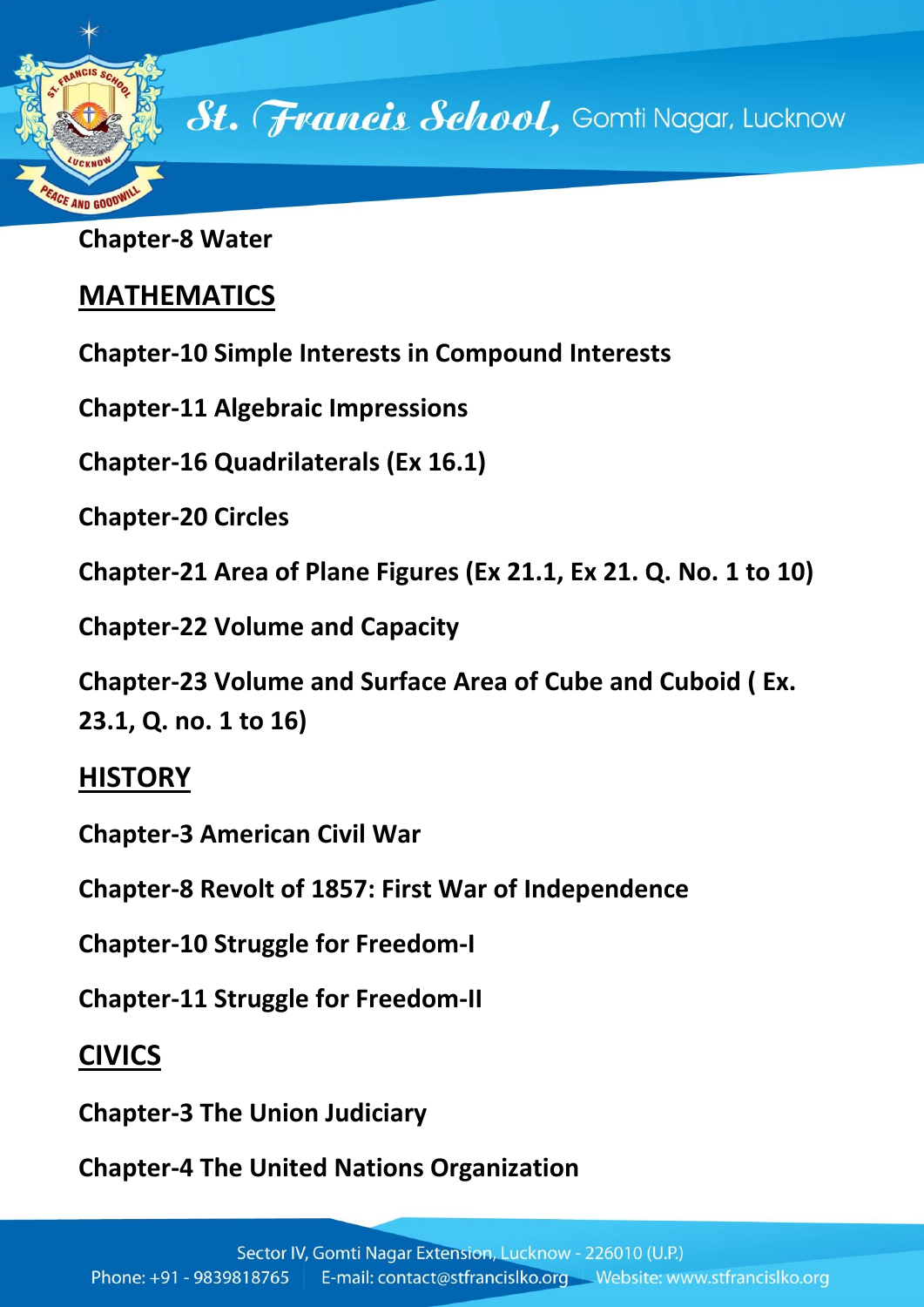**Chapter-8 Water**

## MATHEMATICS

**Chapter-10 Simple Interests in Compound Interests**

**Chapter-11 Algebraic Impressions**

**Chapter-16 Quadrilaterals (Ex 16.1)**

**Chapter-20 Circles**

**Chapter-21 Area of Plane Figures (Ex 21.1, Ex 21. Q. No. 1 to 10)**

**Chapter-22 Volume and Capacity**

**Chapter-23 Volume and Surface Area of Cube and Cuboid ( Ex. 23.1, Q. no. 1 to 16)**

## HISTORY

**Chapter-3 American Civil War**

**Chapter-8 Revolt of 1857: First War of Independence**

**Chapter-10 Struggle for Freedom-I**

**Chapter-11 Struggle for Freedom-II**

## CIVICS

**Chapter-3 The Union Judiciary**

**Chapter-4 The United Nations Organization**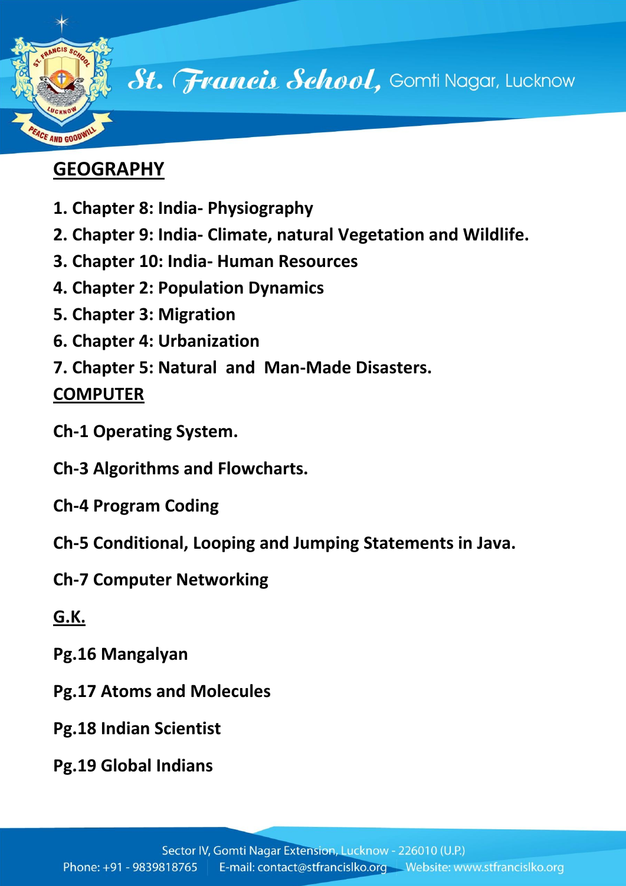## GEOGRAPHY

1. Chapter 8: India- Physiography
2. Chapter 9: India- Climate, natural Vegetation and Wildlife.
3. Chapter 10: India- Human Resources
4. Chapter 2: Population Dynamics
5. Chapter 3: Migration
6. Chapter 4: Urbanization
7. Chapter 5: Natural and Man-Made Disasters.

## COMPUTER

**Ch-1 Operating System.**

**Ch-3 Algorithms and Flowcharts.**

**Ch-4 Program Coding**

**Ch-5 Conditional, Looping and Jumping Statements in Java.**

**Ch-7 Computer Networking**

## G.K.

**Pg.16 Mangalyan**

**Pg.17 Atoms and Molecules**

**Pg.18 Indian Scientist**

**Pg.19 Global Indians**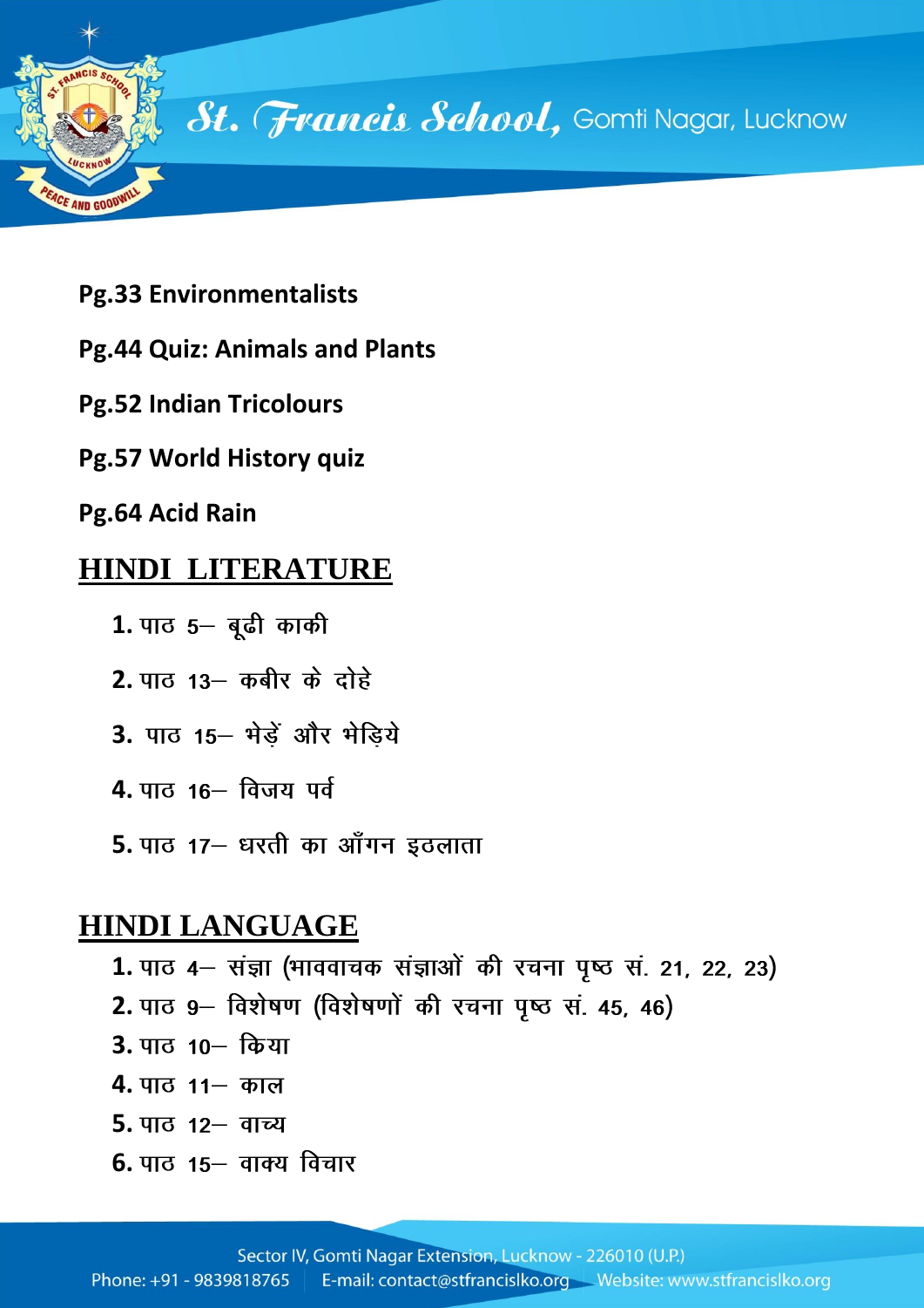**Pg.33 Environmentalists**

**Pg.44 Quiz: Animals and Plants**

**Pg.52 Indian Tricolours**

**Pg.57 World History quiz**

**Pg.64 Acid Rain**

## HINDI LITERATURE

1. पाठ 5– बूढी काकी
2. पाठ 13– कबीर के दोहे
3. पाठ 15– भेड़ें और भेड़िये
4. पाठ 16– विजय पर्व
5. पाठ 17– धरती का आँगन इठलाता

## HINDI LANGUAGE

1. पाठ 4– संज्ञा (भाववाचक संज्ञाओं की रचना पृष्ठ सं. 21, 22, 23)
2. पाठ 9– विशेषण (विशेषणों की रचना पृष्ठ सं. 45, 46)
3. पाठ 10– क्रिया
4. पाठ 11– काल
5. पाठ 12– वाच्य
6. पाठ 15– वाक्य विचार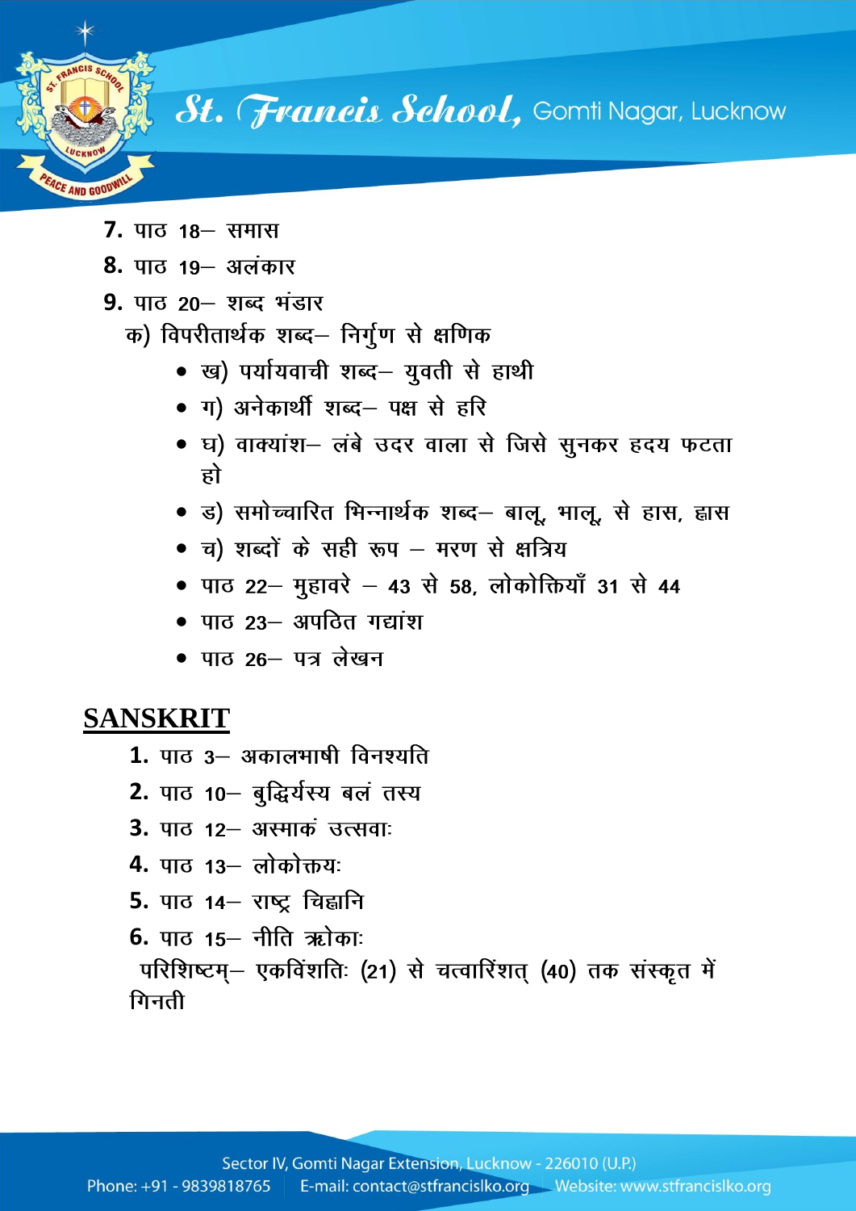7. पाठ 18– समास
8. पाठ 19– अलंकार
9. पाठ 20– शब्द भंडार

क) विपरीतार्थक शब्द– निर्गुण से क्षणिक

- ख) पर्यायवाची शब्द– युवती से हाथी
- ग) अनेकार्थी शब्द– पक्ष से हरि
- घ) वाक्यांश– लंबे उदर वाला से जिसे सुनकर हृदय फटता हो
- ङ) समोच्चारित भिन्नार्थक शब्द– बालू, भालू, से हास, ह्रास
- च) शब्दों के सही रूप – मरण से क्षत्रिय
- पाठ 22– मुहावरे – 43 से 58, लोकोक्तियाँ 31 से 44
- पाठ 23– अपठित गद्यांश
- पाठ 26– पत्र लेखन

## SANSKRIT

1. पाठ 3– अकालभाषी विनश्यति
2. पाठ 10– बुद्धिर्यस्य बलं तस्य
3. पाठ 12– अस्माकं उत्सवाः
4. पाठ 13– लोकोक्तयः
5. पाठ 14– राष्ट्र चिह्नानि
6. पाठ 15– नीति श्लोकाः

परिशिष्टम्– एकविंशतिः (21) से चत्वारिंशत् (40) तक संस्कृत में गिनती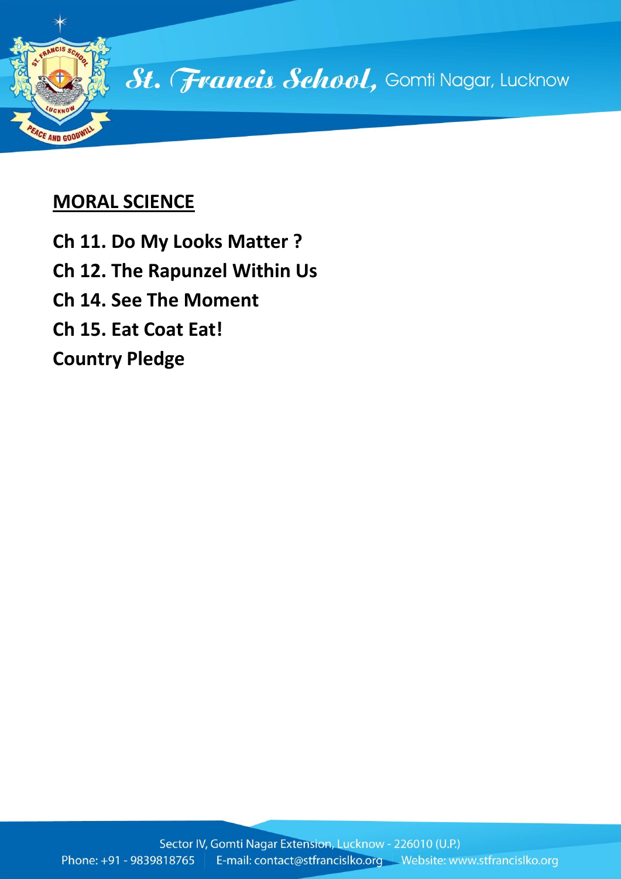## MORAL SCIENCE

**Ch 11. Do My Looks Matter ?**

**Ch 12. The Rapunzel Within Us**

**Ch 14. See The Moment**

**Ch 15. Eat Coat Eat!**

**Country Pledge**